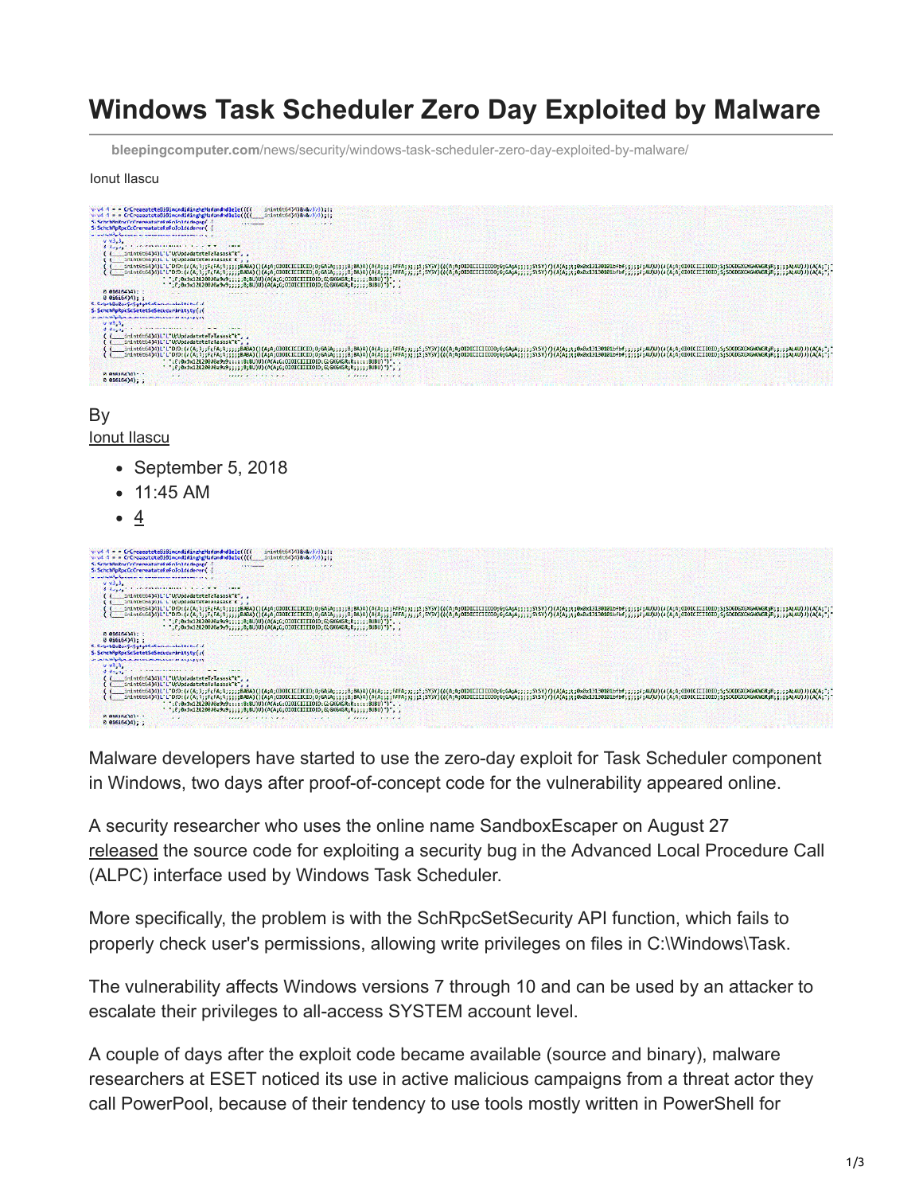# Windows Task Scheduler Zero Day Exploited by Malware

bleepingcomputer.com/news/security/windows-task-scheduler-zero-day-exploited-by-malware/

Ionut Ilascu

By
Ionut Ilascu

- September 5, 2018
- 11:45 AM
- 4

Malware developers have started to use the zero-day exploit for Task Scheduler component in Windows, two days after proof-of-concept code for the vulnerability appeared online.

A security researcher who uses the online name SandboxEscaper on August 27 released the source code for exploiting a security bug in the Advanced Local Procedure Call (ALPC) interface used by Windows Task Scheduler.

More specifically, the problem is with the SchRpcSetSecurity API function, which fails to properly check user's permissions, allowing write privileges on files in C:\Windows\Task.

The vulnerability affects Windows versions 7 through 10 and can be used by an attacker to escalate their privileges to all-access SYSTEM account level.

A couple of days after the exploit code became available (source and binary), malware researchers at ESET noticed its use in active malicious campaigns from a threat actor they call PowerPool, because of their tendency to use tools mostly written in PowerShell for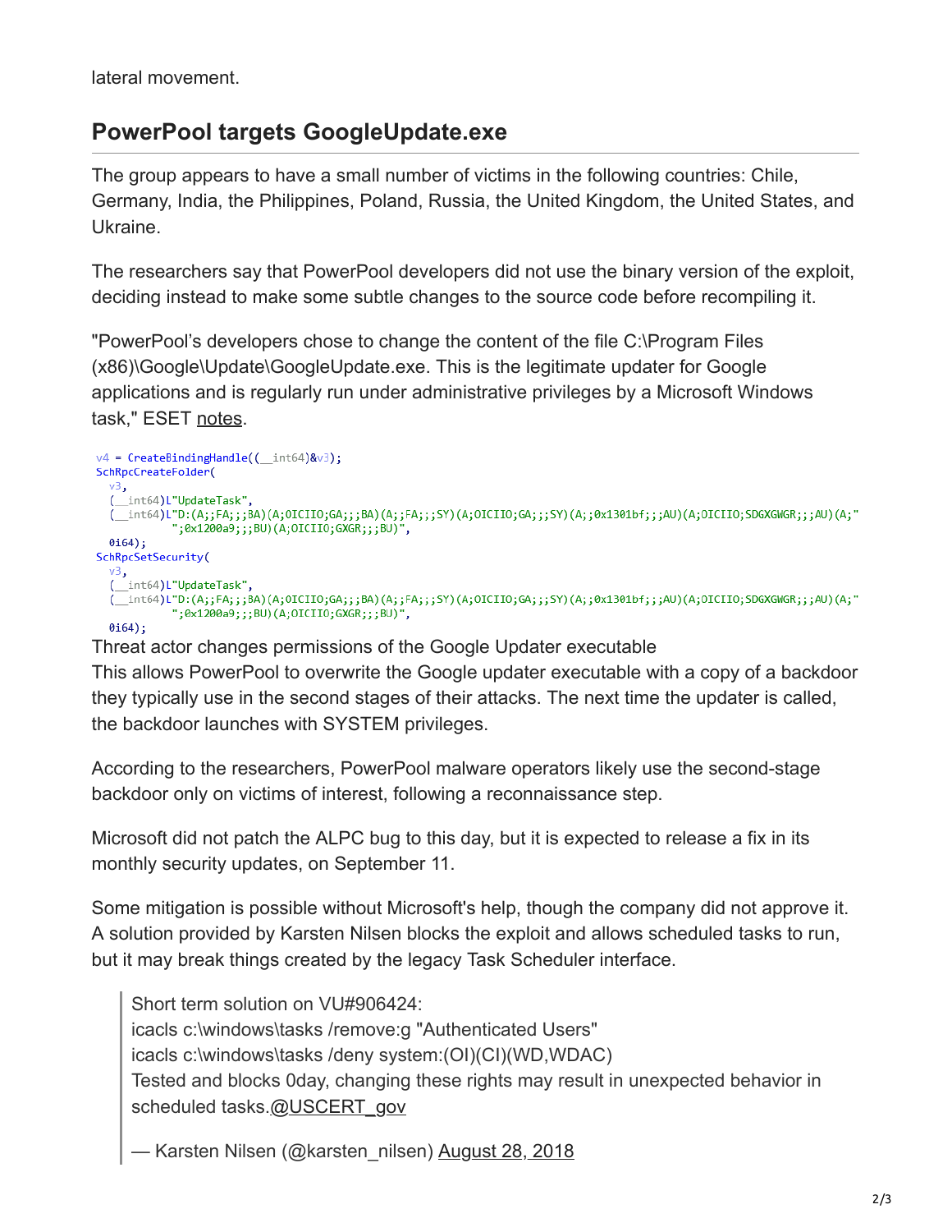lateral movement.

## PowerPool targets GoogleUpdate.exe

The group appears to have a small number of victims in the following countries: Chile, Germany, India, the Philippines, Poland, Russia, the United Kingdom, the United States, and Ukraine.

The researchers say that PowerPool developers did not use the binary version of the exploit, deciding instead to make some subtle changes to the source code before recompiling it.

"PowerPool's developers chose to change the content of the file C:\Program Files (x86)\Google\Update\GoogleUpdate.exe. This is the legitimate updater for Google applications and is regularly run under administrative privileges by a Microsoft Windows task," ESET notes.

```
v4 = CreateBindingHandle((__int64)&v3);
SchRpcCreateFolder(
  v3,
  (__int64)L"UpdateTask",
  (__int64)L"D:(A;;FA;;;BA)(A;OICIIO;GA;;;BA)(A;;FA;;;SY)(A;OICIIO;GA;;;SY)(A;;0x1301bf;;;AU)(A;OICIIO;SDGXGWGR;;;AU)(A;"
           ";0x1200a9;;;BU)(A;OICIIO;GXGR;;;BU)",
  0i64);
SchRpcSetSecurity(
  v3,
  (__int64)L"UpdateTask",
  (__int64)L"D:(A;;FA;;;BA)(A;OICIIO;GA;;;BA)(A;;FA;;;SY)(A;OICIIO;GA;;;SY)(A;;0x1301bf;;;AU)(A;OICIIO;SDGXGWGR;;;AU)(A;"
           ";0x1200a9;;;BU)(A;OICIIO;GXGR;;;BU)",
  0i64);
```

Threat actor changes permissions of the Google Updater executable

This allows PowerPool to overwrite the Google updater executable with a copy of a backdoor they typically use in the second stages of their attacks. The next time the updater is called, the backdoor launches with SYSTEM privileges.

According to the researchers, PowerPool malware operators likely use the second-stage backdoor only on victims of interest, following a reconnaissance step.

Microsoft did not patch the ALPC bug to this day, but it is expected to release a fix in its monthly security updates, on September 11.

Some mitigation is possible without Microsoft's help, though the company did not approve it. A solution provided by Karsten Nilsen blocks the exploit and allows scheduled tasks to run, but it may break things created by the legacy Task Scheduler interface.

> Short term solution on VU#906424:
> icacls c:\windows\tasks /remove:g "Authenticated Users"
> icacls c:\windows\tasks /deny system:(OI)(CI)(WD,WDAC)
> Tested and blocks 0day, changing these rights may result in unexpected behavior in scheduled tasks.@USCERT_gov
>
> — Karsten Nilsen (@karsten_nilsen) August 28, 2018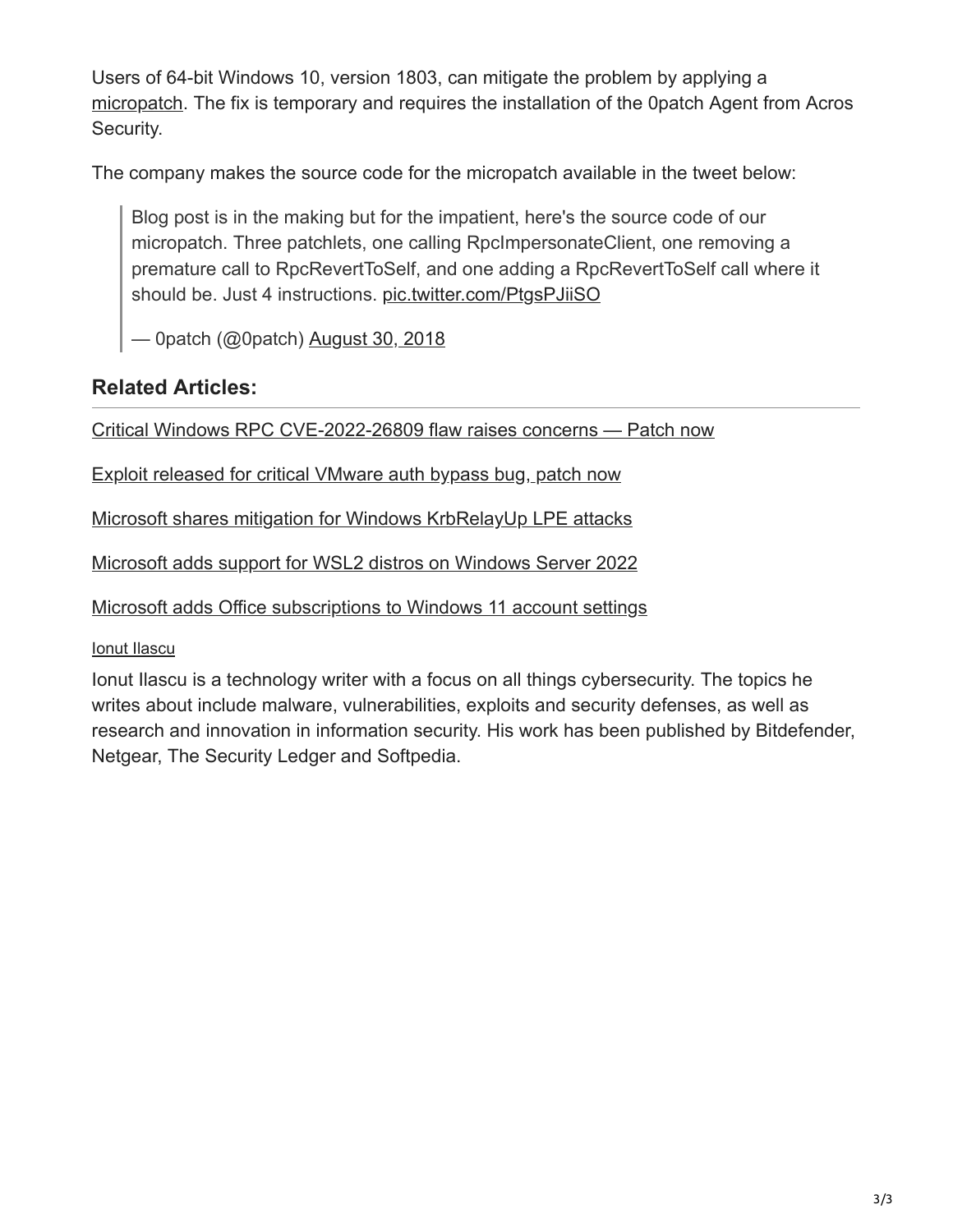Users of 64-bit Windows 10, version 1803, can mitigate the problem by applying a micropatch. The fix is temporary and requires the installation of the 0patch Agent from Acros Security.

The company makes the source code for the micropatch available in the tweet below:

> Blog post is in the making but for the impatient, here's the source code of our micropatch. Three patchlets, one calling RpcImpersonateClient, one removing a premature call to RpcRevertToSelf, and one adding a RpcRevertToSelf call where it should be. Just 4 instructions. pic.twitter.com/PtgsPJiiSO
>
> — 0patch (@0patch) August 30, 2018

## Related Articles:

Critical Windows RPC CVE-2022-26809 flaw raises concerns — Patch now

Exploit released for critical VMware auth bypass bug, patch now

Microsoft shares mitigation for Windows KrbRelayUp LPE attacks

Microsoft adds support for WSL2 distros on Windows Server 2022

Microsoft adds Office subscriptions to Windows 11 account settings

Ionut Ilascu

Ionut Ilascu is a technology writer with a focus on all things cybersecurity. The topics he writes about include malware, vulnerabilities, exploits and security defenses, as well as research and innovation in information security. His work has been published by Bitdefender, Netgear, The Security Ledger and Softpedia.